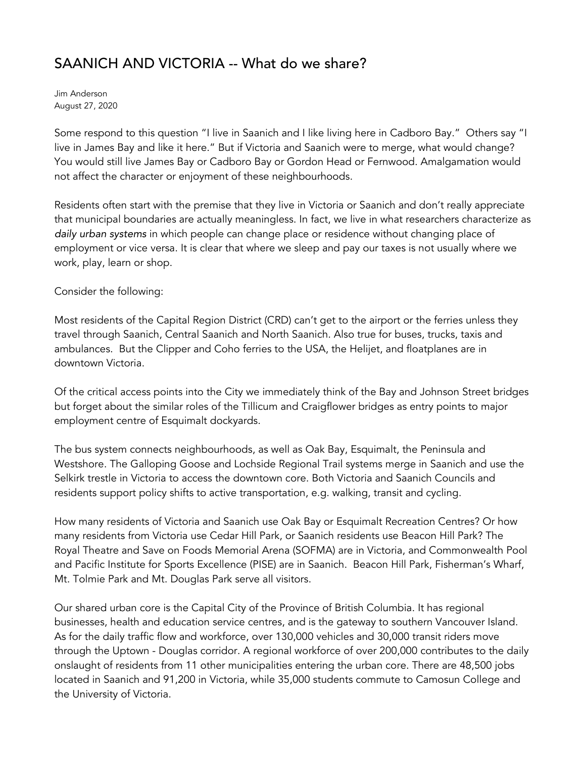# SAANICH AND VICTORIA -- What do we share?

Jim Anderson
August 27, 2020

Some respond to this question "I live in Saanich and I like living here in Cadboro Bay." Others say "I live in James Bay and like it here." But if Victoria and Saanich were to merge, what would change? You would still live James Bay or Cadboro Bay or Gordon Head or Fernwood. Amalgamation would not affect the character or enjoyment of these neighbourhoods.

Residents often start with the premise that they live in Victoria or Saanich and don't really appreciate that municipal boundaries are actually meaningless. In fact, we live in what researchers characterize as *daily urban systems* in which people can change place or residence without changing place of employment or vice versa. It is clear that where we sleep and pay our taxes is not usually where we work, play, learn or shop.

Consider the following:

Most residents of the Capital Region District (CRD) can't get to the airport or the ferries unless they travel through Saanich, Central Saanich and North Saanich. Also true for buses, trucks, taxis and ambulances. But the Clipper and Coho ferries to the USA, the Helijet, and floatplanes are in downtown Victoria.

Of the critical access points into the City we immediately think of the Bay and Johnson Street bridges but forget about the similar roles of the Tillicum and Craigflower bridges as entry points to major employment centre of Esquimalt dockyards.

The bus system connects neighbourhoods, as well as Oak Bay, Esquimalt, the Peninsula and Westshore. The Galloping Goose and Lochside Regional Trail systems merge in Saanich and use the Selkirk trestle in Victoria to access the downtown core. Both Victoria and Saanich Councils and residents support policy shifts to active transportation, e.g. walking, transit and cycling.

How many residents of Victoria and Saanich use Oak Bay or Esquimalt Recreation Centres? Or how many residents from Victoria use Cedar Hill Park, or Saanich residents use Beacon Hill Park? The Royal Theatre and Save on Foods Memorial Arena (SOFMA) are in Victoria, and Commonwealth Pool and Pacific Institute for Sports Excellence (PISE) are in Saanich. Beacon Hill Park, Fisherman's Wharf, Mt. Tolmie Park and Mt. Douglas Park serve all visitors.

Our shared urban core is the Capital City of the Province of British Columbia. It has regional businesses, health and education service centres, and is the gateway to southern Vancouver Island. As for the daily traffic flow and workforce, over 130,000 vehicles and 30,000 transit riders move through the Uptown - Douglas corridor. A regional workforce of over 200,000 contributes to the daily onslaught of residents from 11 other municipalities entering the urban core. There are 48,500 jobs located in Saanich and 91,200 in Victoria, while 35,000 students commute to Camosun College and the University of Victoria.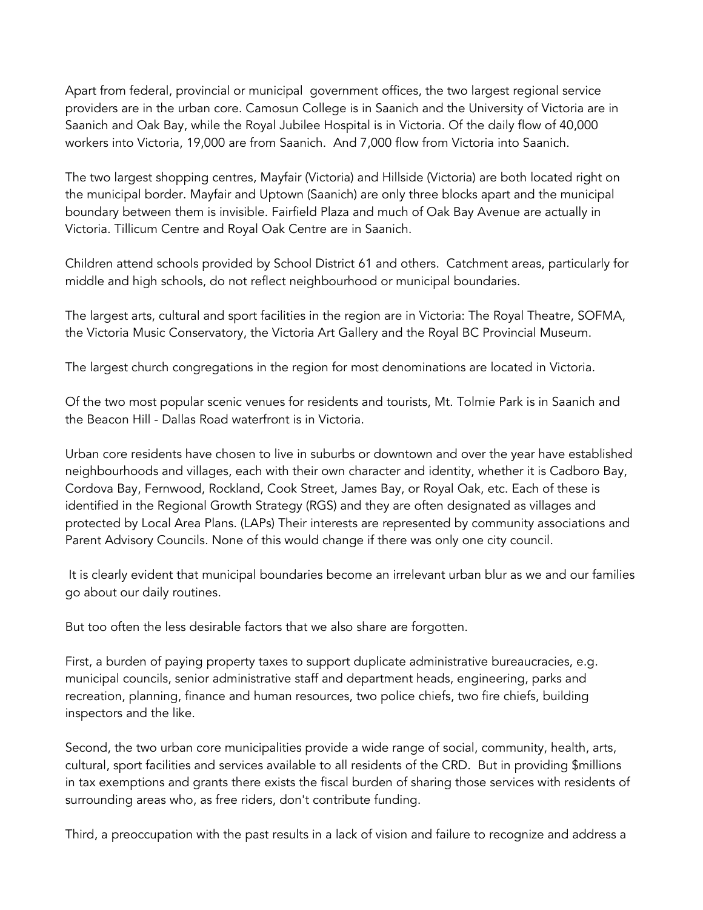Apart from federal, provincial or municipal government offices, the two largest regional service providers are in the urban core. Camosun College is in Saanich and the University of Victoria are in Saanich and Oak Bay, while the Royal Jubilee Hospital is in Victoria. Of the daily flow of 40,000 workers into Victoria, 19,000 are from Saanich. And 7,000 flow from Victoria into Saanich.

The two largest shopping centres, Mayfair (Victoria) and Hillside (Victoria) are both located right on the municipal border. Mayfair and Uptown (Saanich) are only three blocks apart and the municipal boundary between them is invisible. Fairfield Plaza and much of Oak Bay Avenue are actually in Victoria. Tillicum Centre and Royal Oak Centre are in Saanich.

Children attend schools provided by School District 61 and others. Catchment areas, particularly for middle and high schools, do not reflect neighbourhood or municipal boundaries.

The largest arts, cultural and sport facilities in the region are in Victoria: The Royal Theatre, SOFMA, the Victoria Music Conservatory, the Victoria Art Gallery and the Royal BC Provincial Museum.

The largest church congregations in the region for most denominations are located in Victoria.

Of the two most popular scenic venues for residents and tourists, Mt. Tolmie Park is in Saanich and the Beacon Hill - Dallas Road waterfront is in Victoria.

Urban core residents have chosen to live in suburbs or downtown and over the year have established neighbourhoods and villages, each with their own character and identity, whether it is Cadboro Bay, Cordova Bay, Fernwood, Rockland, Cook Street, James Bay, or Royal Oak, etc. Each of these is identified in the Regional Growth Strategy (RGS) and they are often designated as villages and protected by Local Area Plans. (LAPs) Their interests are represented by community associations and Parent Advisory Councils. None of this would change if there was only one city council.

It is clearly evident that municipal boundaries become an irrelevant urban blur as we and our families go about our daily routines.

But too often the less desirable factors that we also share are forgotten.

First, a burden of paying property taxes to support duplicate administrative bureaucracies, e.g. municipal councils, senior administrative staff and department heads, engineering, parks and recreation, planning, finance and human resources, two police chiefs, two fire chiefs, building inspectors and the like.

Second, the two urban core municipalities provide a wide range of social, community, health, arts, cultural, sport facilities and services available to all residents of the CRD. But in providing $millions in tax exemptions and grants there exists the fiscal burden of sharing those services with residents of surrounding areas who, as free riders, don't contribute funding.

Third, a preoccupation with the past results in a lack of vision and failure to recognize and address a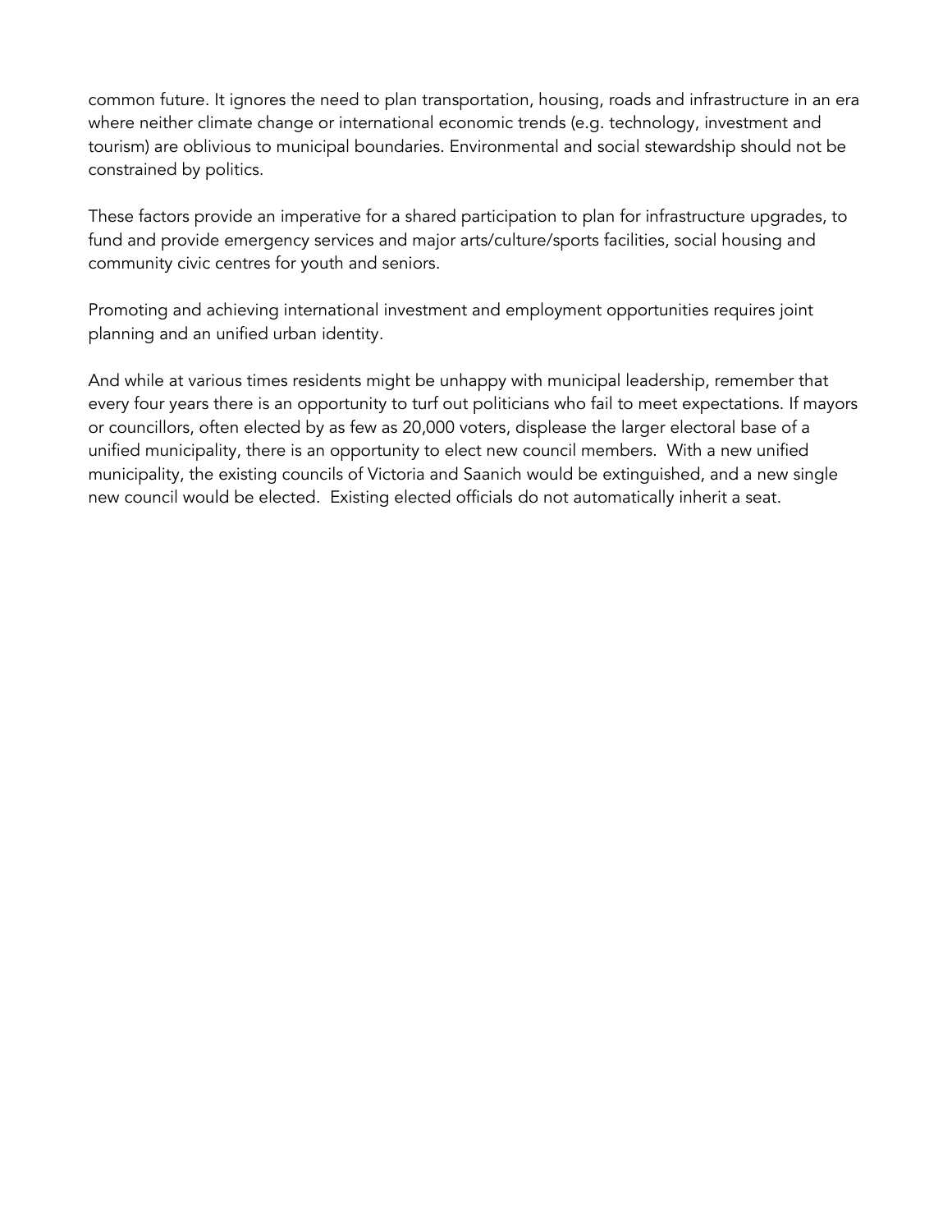common future. It ignores the need to plan transportation, housing, roads and infrastructure in an era where neither climate change or international economic trends (e.g. technology, investment and tourism) are oblivious to municipal boundaries. Environmental and social stewardship should not be constrained by politics.

These factors provide an imperative for a shared participation to plan for infrastructure upgrades, to fund and provide emergency services and major arts/culture/sports facilities, social housing and community civic centres for youth and seniors.

Promoting and achieving international investment and employment opportunities requires joint planning and an unified urban identity.

And while at various times residents might be unhappy with municipal leadership, remember that every four years there is an opportunity to turf out politicians who fail to meet expectations. If mayors or councillors, often elected by as few as 20,000 voters, displease the larger electoral base of a unified municipality, there is an opportunity to elect new council members. With a new unified municipality, the existing councils of Victoria and Saanich would be extinguished, and a new single new council would be elected. Existing elected officials do not automatically inherit a seat.